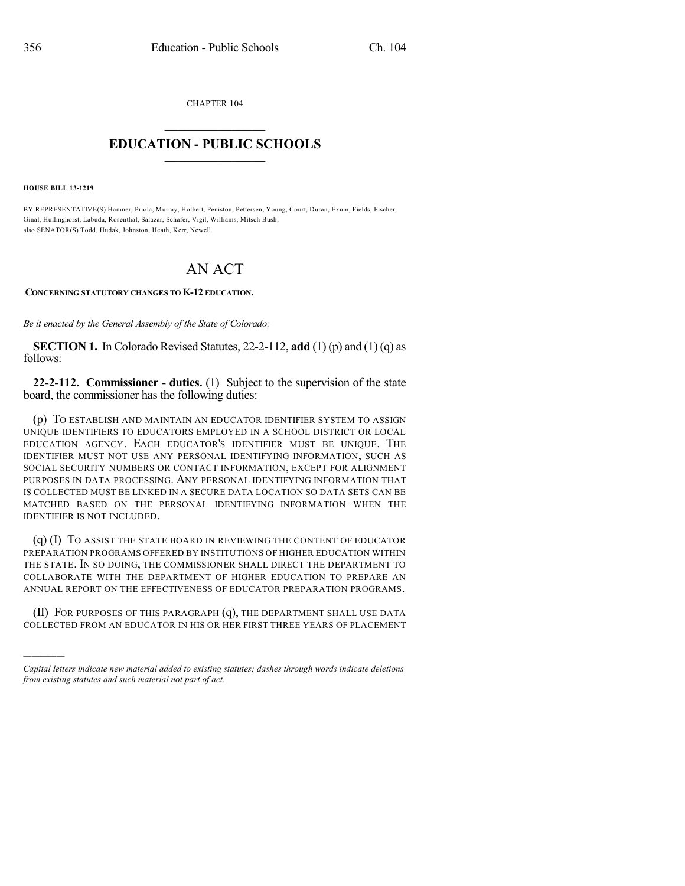CHAPTER 104

# EDUCATION - PUBLIC SCHOOLS

**HOUSE BILL 13-1219**

BY REPRESENTATIVE(S) Hamner, Priola, Murray, Holbert, Peniston, Pettersen, Young, Court, Duran, Exum, Fields, Fischer, Ginal, Hullinghorst, Labuda, Rosenthal, Salazar, Schafer, Vigil, Williams, Mitsch Bush;
also SENATOR(S) Todd, Hudak, Johnston, Heath, Kerr, Newell.

# AN ACT

**CONCERNING STATUTORY CHANGES TO K-12 EDUCATION.**

*Be it enacted by the General Assembly of the State of Colorado:*

**SECTION 1.** In Colorado Revised Statutes, 22-2-112, **add** (1) (p) and (1) (q) as follows:

**22-2-112. Commissioner - duties.** (1) Subject to the supervision of the state board, the commissioner has the following duties:

(p) TO ESTABLISH AND MAINTAIN AN EDUCATOR IDENTIFIER SYSTEM TO ASSIGN UNIQUE IDENTIFIERS TO EDUCATORS EMPLOYED IN A SCHOOL DISTRICT OR LOCAL EDUCATION AGENCY. EACH EDUCATOR'S IDENTIFIER MUST BE UNIQUE. THE IDENTIFIER MUST NOT USE ANY PERSONAL IDENTIFYING INFORMATION, SUCH AS SOCIAL SECURITY NUMBERS OR CONTACT INFORMATION, EXCEPT FOR ALIGNMENT PURPOSES IN DATA PROCESSING. ANY PERSONAL IDENTIFYING INFORMATION THAT IS COLLECTED MUST BE LINKED IN A SECURE DATA LOCATION SO DATA SETS CAN BE MATCHED BASED ON THE PERSONAL IDENTIFYING INFORMATION WHEN THE IDENTIFIER IS NOT INCLUDED.

(q) (I) TO ASSIST THE STATE BOARD IN REVIEWING THE CONTENT OF EDUCATOR PREPARATION PROGRAMS OFFERED BY INSTITUTIONS OF HIGHER EDUCATION WITHIN THE STATE. IN SO DOING, THE COMMISSIONER SHALL DIRECT THE DEPARTMENT TO COLLABORATE WITH THE DEPARTMENT OF HIGHER EDUCATION TO PREPARE AN ANNUAL REPORT ON THE EFFECTIVENESS OF EDUCATOR PREPARATION PROGRAMS.

(II) FOR PURPOSES OF THIS PARAGRAPH (q), THE DEPARTMENT SHALL USE DATA COLLECTED FROM AN EDUCATOR IN HIS OR HER FIRST THREE YEARS OF PLACEMENT

---

*Capital letters indicate new material added to existing statutes; dashes through words indicate deletions from existing statutes and such material not part of act.*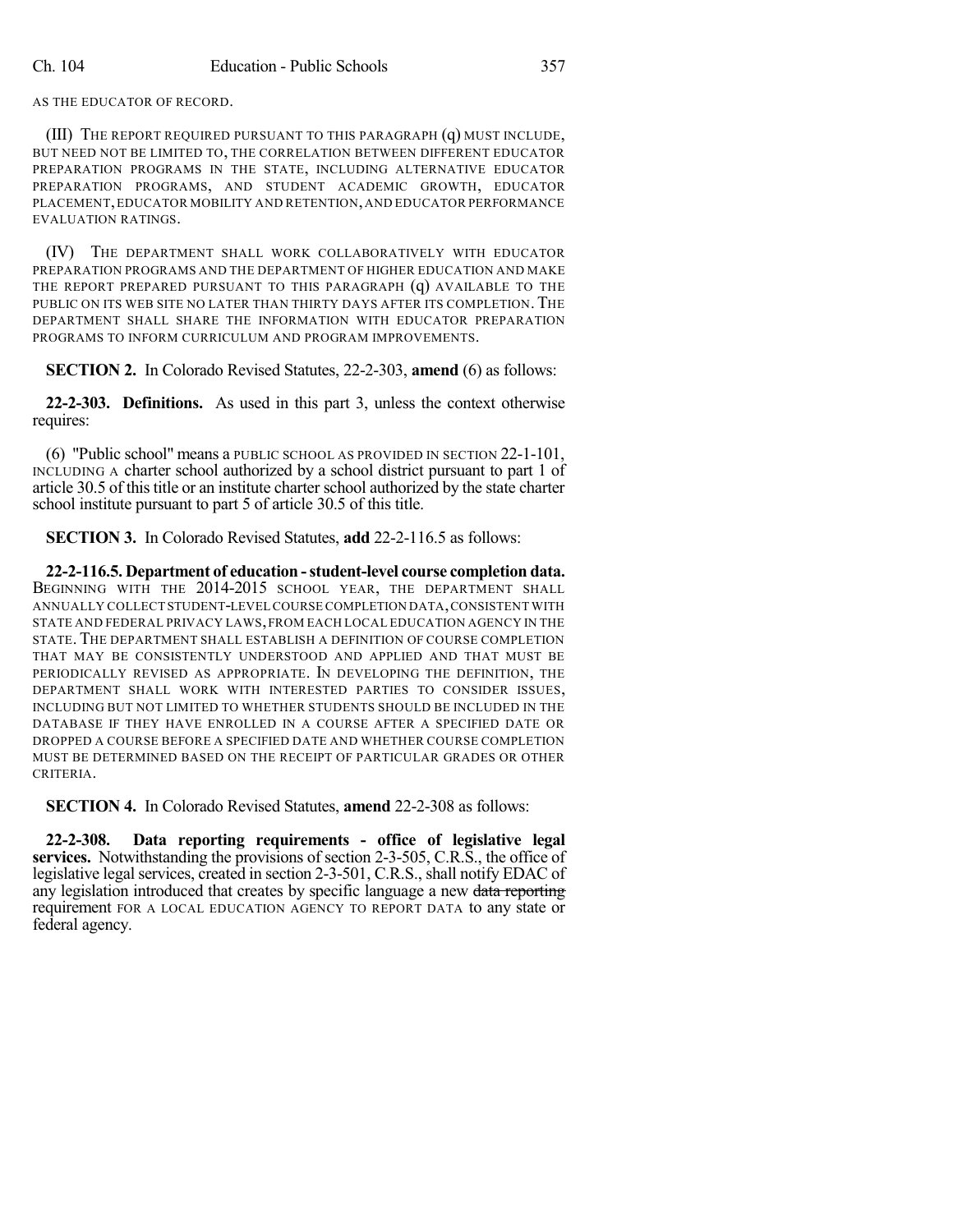AS THE EDUCATOR OF RECORD.

(III) THE REPORT REQUIRED PURSUANT TO THIS PARAGRAPH (q) MUST INCLUDE, BUT NEED NOT BE LIMITED TO, THE CORRELATION BETWEEN DIFFERENT EDUCATOR PREPARATION PROGRAMS IN THE STATE, INCLUDING ALTERNATIVE EDUCATOR PREPARATION PROGRAMS, AND STUDENT ACADEMIC GROWTH, EDUCATOR PLACEMENT, EDUCATOR MOBILITY AND RETENTION, AND EDUCATOR PERFORMANCE EVALUATION RATINGS.

(IV) THE DEPARTMENT SHALL WORK COLLABORATIVELY WITH EDUCATOR PREPARATION PROGRAMS AND THE DEPARTMENT OF HIGHER EDUCATION AND MAKE THE REPORT PREPARED PURSUANT TO THIS PARAGRAPH (q) AVAILABLE TO THE PUBLIC ON ITS WEB SITE NO LATER THAN THIRTY DAYS AFTER ITS COMPLETION. THE DEPARTMENT SHALL SHARE THE INFORMATION WITH EDUCATOR PREPARATION PROGRAMS TO INFORM CURRICULUM AND PROGRAM IMPROVEMENTS.

**SECTION 2.** In Colorado Revised Statutes, 22-2-303, **amend** (6) as follows:

**22-2-303. Definitions.** As used in this part 3, unless the context otherwise requires:

(6) "Public school" means a PUBLIC SCHOOL AS PROVIDED IN SECTION 22-1-101, INCLUDING A charter school authorized by a school district pursuant to part 1 of article 30.5 of this title or an institute charter school authorized by the state charter school institute pursuant to part 5 of article 30.5 of this title.

**SECTION 3.** In Colorado Revised Statutes, **add** 22-2-116.5 as follows:

**22-2-116.5. Department of education - student-level course completion data.** BEGINNING WITH THE 2014-2015 SCHOOL YEAR, THE DEPARTMENT SHALL ANNUALLY COLLECT STUDENT-LEVEL COURSE COMPLETION DATA, CONSISTENT WITH STATE AND FEDERAL PRIVACY LAWS, FROM EACH LOCAL EDUCATION AGENCY IN THE STATE. THE DEPARTMENT SHALL ESTABLISH A DEFINITION OF COURSE COMPLETION THAT MAY BE CONSISTENTLY UNDERSTOOD AND APPLIED AND THAT MUST BE PERIODICALLY REVISED AS APPROPRIATE. IN DEVELOPING THE DEFINITION, THE DEPARTMENT SHALL WORK WITH INTERESTED PARTIES TO CONSIDER ISSUES, INCLUDING BUT NOT LIMITED TO WHETHER STUDENTS SHOULD BE INCLUDED IN THE DATABASE IF THEY HAVE ENROLLED IN A COURSE AFTER A SPECIFIED DATE OR DROPPED A COURSE BEFORE A SPECIFIED DATE AND WHETHER COURSE COMPLETION MUST BE DETERMINED BASED ON THE RECEIPT OF PARTICULAR GRADES OR OTHER CRITERIA.

**SECTION 4.** In Colorado Revised Statutes, **amend** 22-2-308 as follows:

**22-2-308. Data reporting requirements - office of legislative legal services.** Notwithstanding the provisions of section 2-3-505, C.R.S., the office of legislative legal services, created in section 2-3-501, C.R.S., shall notify EDAC of any legislation introduced that creates by specific language a new ~~data reporting~~ requirement FOR A LOCAL EDUCATION AGENCY TO REPORT DATA to any state or federal agency.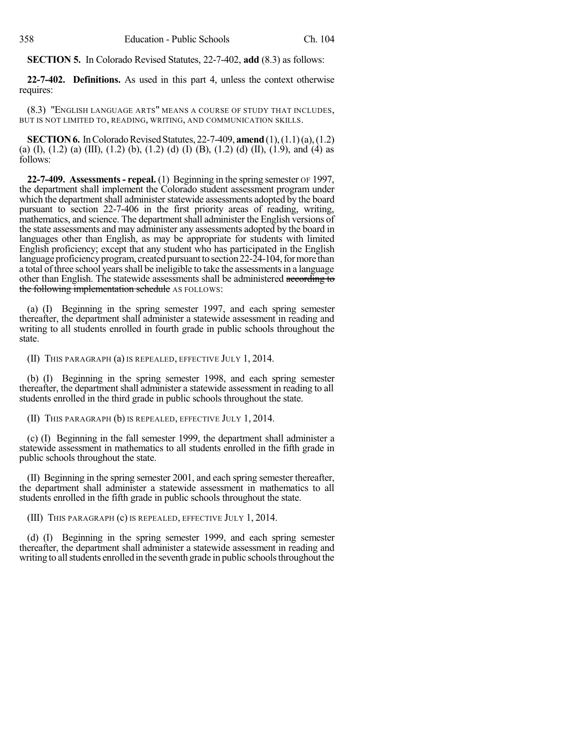**SECTION 5.** In Colorado Revised Statutes, 22-7-402, **add** (8.3) as follows:

**22-7-402. Definitions.** As used in this part 4, unless the context otherwise requires:

(8.3) "ENGLISH LANGUAGE ARTS" MEANS A COURSE OF STUDY THAT INCLUDES, BUT IS NOT LIMITED TO, READING, WRITING, AND COMMUNICATION SKILLS.

**SECTION 6.** In Colorado Revised Statutes, 22-7-409, **amend** (1), (1.1) (a), (1.2) (a) (I), (1.2) (a) (III), (1.2) (b), (1.2) (d) (I) (B), (1.2) (d) (II), (1.9), and (4) as follows:

**22-7-409. Assessments - repeal.** (1) Beginning in the spring semester OF 1997, the department shall implement the Colorado student assessment program under which the department shall administer statewide assessments adopted by the board pursuant to section 22-7-406 in the first priority areas of reading, writing, mathematics, and science. The department shall administer the English versions of the state assessments and may administer any assessments adopted by the board in languages other than English, as may be appropriate for students with limited English proficiency; except that any student who has participated in the English language proficiency program, created pursuant to section 22-24-104, for more than a total of three school years shall be ineligible to take the assessments in a language other than English. The statewide assessments shall be administered ~~according to the following implementation schedule~~ AS FOLLOWS:

(a) (I) Beginning in the spring semester 1997, and each spring semester thereafter, the department shall administer a statewide assessment in reading and writing to all students enrolled in fourth grade in public schools throughout the state.

(II) THIS PARAGRAPH (a) IS REPEALED, EFFECTIVE JULY 1, 2014.

(b) (I) Beginning in the spring semester 1998, and each spring semester thereafter, the department shall administer a statewide assessment in reading to all students enrolled in the third grade in public schools throughout the state.

(II) THIS PARAGRAPH (b) IS REPEALED, EFFECTIVE JULY 1, 2014.

(c) (I) Beginning in the fall semester 1999, the department shall administer a statewide assessment in mathematics to all students enrolled in the fifth grade in public schools throughout the state.

(II) Beginning in the spring semester 2001, and each spring semester thereafter, the department shall administer a statewide assessment in mathematics to all students enrolled in the fifth grade in public schools throughout the state.

(III) THIS PARAGRAPH (c) IS REPEALED, EFFECTIVE JULY 1, 2014.

(d) (I) Beginning in the spring semester 1999, and each spring semester thereafter, the department shall administer a statewide assessment in reading and writing to all students enrolled in the seventh grade in public schools throughout the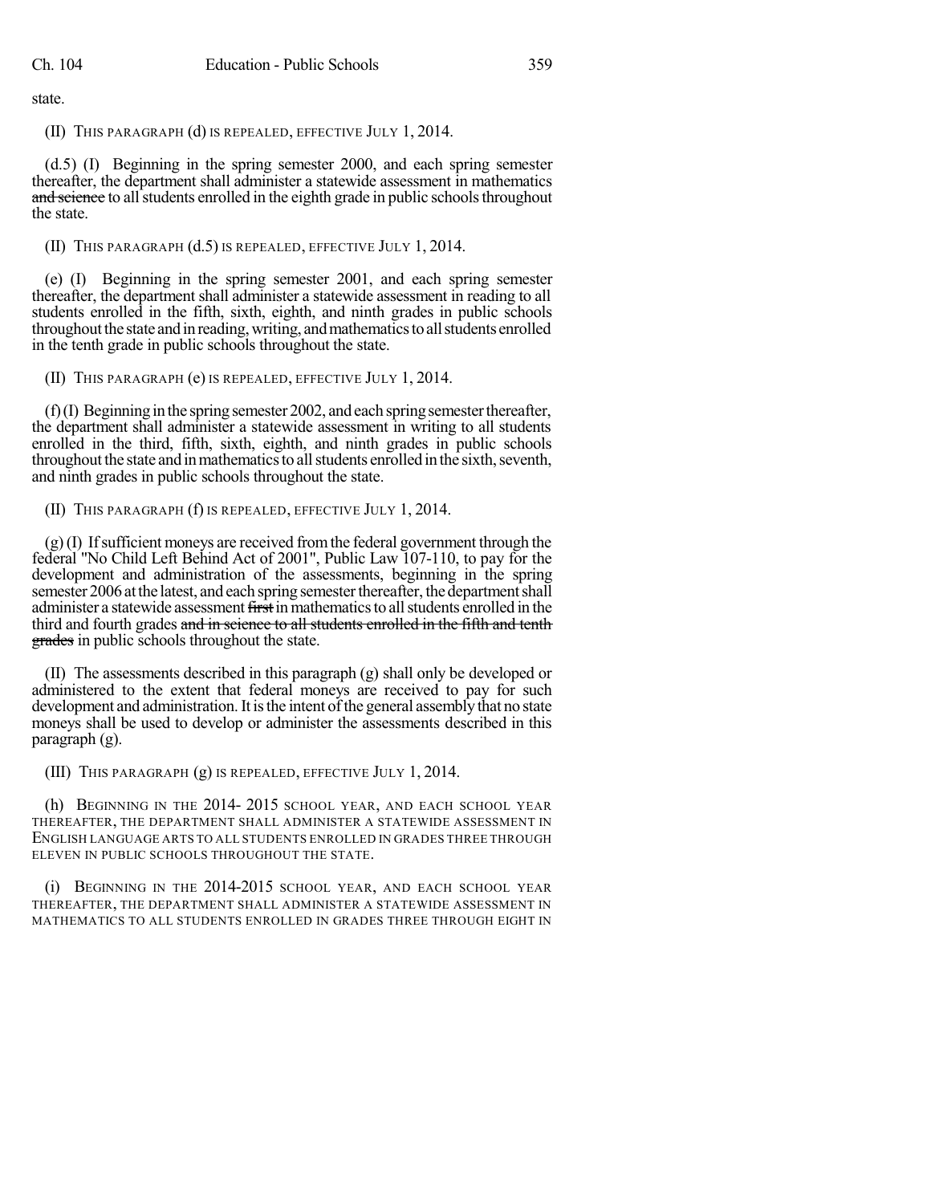state.

(II) THIS PARAGRAPH (d) IS REPEALED, EFFECTIVE JULY 1, 2014.

(d.5) (I) Beginning in the spring semester 2000, and each spring semester thereafter, the department shall administer a statewide assessment in mathematics ~~and science~~ to all students enrolled in the eighth grade in public schools throughout the state.

(II) THIS PARAGRAPH (d.5) IS REPEALED, EFFECTIVE JULY 1, 2014.

(e) (I) Beginning in the spring semester 2001, and each spring semester thereafter, the department shall administer a statewide assessment in reading to all students enrolled in the fifth, sixth, eighth, and ninth grades in public schools throughout the state and in reading, writing, and mathematics to all students enrolled in the tenth grade in public schools throughout the state.

(II) THIS PARAGRAPH (e) IS REPEALED, EFFECTIVE JULY 1, 2014.

(f) (I) Beginning in the spring semester 2002, and each spring semester thereafter, the department shall administer a statewide assessment in writing to all students enrolled in the third, fifth, sixth, eighth, and ninth grades in public schools throughout the state and in mathematics to all students enrolled in the sixth, seventh, and ninth grades in public schools throughout the state.

(II) THIS PARAGRAPH (f) IS REPEALED, EFFECTIVE JULY 1, 2014.

(g) (I) If sufficient moneys are received from the federal government through the federal "No Child Left Behind Act of 2001", Public Law 107-110, to pay for the development and administration of the assessments, beginning in the spring semester 2006 at the latest, and each spring semester thereafter, the department shall administer a statewide assessment ~~first~~ in mathematics to all students enrolled in the third and fourth grades ~~and in science to all students enrolled in the fifth and tenth grades~~ in public schools throughout the state.

(II) The assessments described in this paragraph (g) shall only be developed or administered to the extent that federal moneys are received to pay for such development and administration. It is the intent of the general assembly that no state moneys shall be used to develop or administer the assessments described in this paragraph (g).

(III) THIS PARAGRAPH (g) IS REPEALED, EFFECTIVE JULY 1, 2014.

(h) BEGINNING IN THE 2014- 2015 SCHOOL YEAR, AND EACH SCHOOL YEAR THEREAFTER, THE DEPARTMENT SHALL ADMINISTER A STATEWIDE ASSESSMENT IN ENGLISH LANGUAGE ARTS TO ALL STUDENTS ENROLLED IN GRADES THREE THROUGH ELEVEN IN PUBLIC SCHOOLS THROUGHOUT THE STATE.

(i) BEGINNING IN THE 2014-2015 SCHOOL YEAR, AND EACH SCHOOL YEAR THEREAFTER, THE DEPARTMENT SHALL ADMINISTER A STATEWIDE ASSESSMENT IN MATHEMATICS TO ALL STUDENTS ENROLLED IN GRADES THREE THROUGH EIGHT IN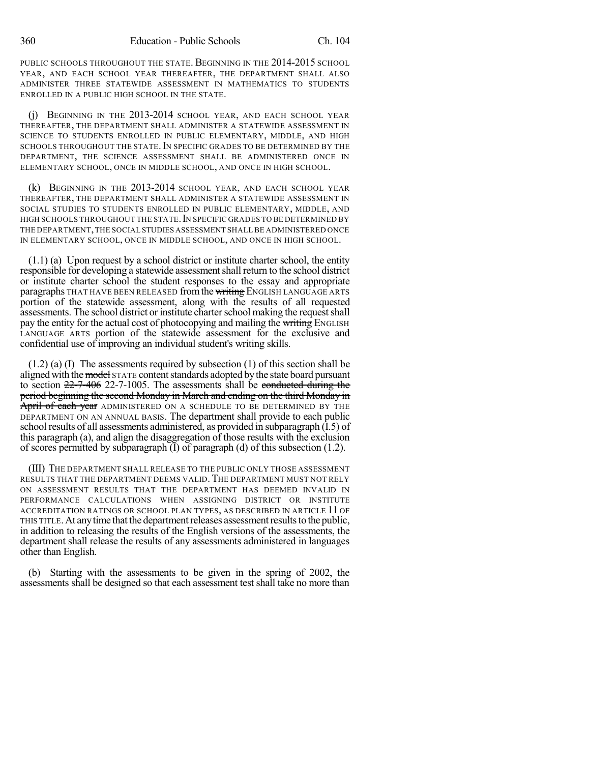PUBLIC SCHOOLS THROUGHOUT THE STATE. BEGINNING IN THE 2014-2015 SCHOOL YEAR, AND EACH SCHOOL YEAR THEREAFTER, THE DEPARTMENT SHALL ALSO ADMINISTER THREE STATEWIDE ASSESSMENT IN MATHEMATICS TO STUDENTS ENROLLED IN A PUBLIC HIGH SCHOOL IN THE STATE.

(j) BEGINNING IN THE 2013-2014 SCHOOL YEAR, AND EACH SCHOOL YEAR THEREAFTER, THE DEPARTMENT SHALL ADMINISTER A STATEWIDE ASSESSMENT IN SCIENCE TO STUDENTS ENROLLED IN PUBLIC ELEMENTARY, MIDDLE, AND HIGH SCHOOLS THROUGHOUT THE STATE. IN SPECIFIC GRADES TO BE DETERMINED BY THE DEPARTMENT, THE SCIENCE ASSESSMENT SHALL BE ADMINISTERED ONCE IN ELEMENTARY SCHOOL, ONCE IN MIDDLE SCHOOL, AND ONCE IN HIGH SCHOOL.

(k) BEGINNING IN THE 2013-2014 SCHOOL YEAR, AND EACH SCHOOL YEAR THEREAFTER, THE DEPARTMENT SHALL ADMINISTER A STATEWIDE ASSESSMENT IN SOCIAL STUDIES TO STUDENTS ENROLLED IN PUBLIC ELEMENTARY, MIDDLE, AND HIGH SCHOOLS THROUGHOUT THE STATE. IN SPECIFIC GRADES TO BE DETERMINED BY THE DEPARTMENT, THE SOCIAL STUDIES ASSESSMENT SHALL BE ADMINISTERED ONCE IN ELEMENTARY SCHOOL, ONCE IN MIDDLE SCHOOL, AND ONCE IN HIGH SCHOOL.

(1.1) (a) Upon request by a school district or institute charter school, the entity responsible for developing a statewide assessment shall return to the school district or institute charter school the student responses to the essay and appropriate paragraphs THAT HAVE BEEN RELEASED from the ~~writing~~ ENGLISH LANGUAGE ARTS portion of the statewide assessment, along with the results of all requested assessments. The school district or institute charter school making the request shall pay the entity for the actual cost of photocopying and mailing the ~~writing~~ ENGLISH LANGUAGE ARTS portion of the statewide assessment for the exclusive and confidential use of improving an individual student's writing skills.

(1.2) (a) (I) The assessments required by subsection (1) of this section shall be aligned with the ~~model~~ STATE content standards adopted by the state board pursuant to section ~~22-7-406~~ 22-7-1005. The assessments shall be ~~conducted during the period beginning the second Monday in March and ending on the third Monday in April of each year~~ ADMINISTERED ON A SCHEDULE TO BE DETERMINED BY THE DEPARTMENT ON AN ANNUAL BASIS. The department shall provide to each public school results of all assessments administered, as provided in subparagraph (I.5) of this paragraph (a), and align the disaggregation of those results with the exclusion of scores permitted by subparagraph (I) of paragraph (d) of this subsection (1.2).

(III) THE DEPARTMENT SHALL RELEASE TO THE PUBLIC ONLY THOSE ASSESSMENT RESULTS THAT THE DEPARTMENT DEEMS VALID. THE DEPARTMENT MUST NOT RELY ON ASSESSMENT RESULTS THAT THE DEPARTMENT HAS DEEMED INVALID IN PERFORMANCE CALCULATIONS WHEN ASSIGNING DISTRICT OR INSTITUTE ACCREDITATION RATINGS OR SCHOOL PLAN TYPES, AS DESCRIBED IN ARTICLE 11 OF THIS TITLE. At any time that the department releases assessment results to the public, in addition to releasing the results of the English versions of the assessments, the department shall release the results of any assessments administered in languages other than English.

(b) Starting with the assessments to be given in the spring of 2002, the assessments shall be designed so that each assessment test shall take no more than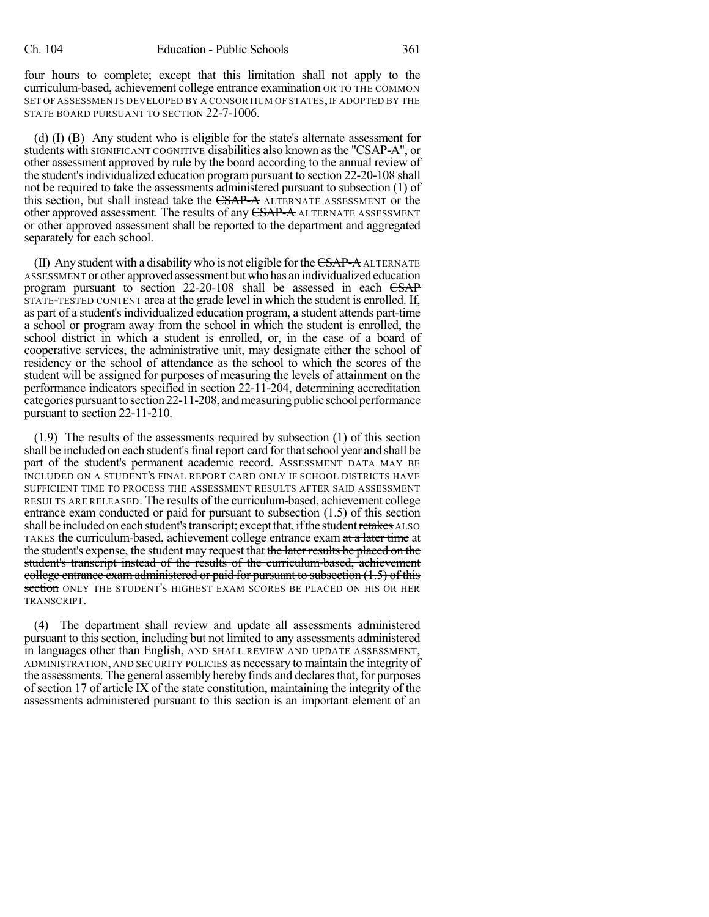four hours to complete; except that this limitation shall not apply to the curriculum-based, achievement college entrance examination OR TO THE COMMON SET OF ASSESSMENTS DEVELOPED BY A CONSORTIUM OF STATES, IF ADOPTED BY THE STATE BOARD PURSUANT TO SECTION 22-7-1006.

(d) (I) (B) Any student who is eligible for the state's alternate assessment for students with SIGNIFICANT COGNITIVE disabilities ~~also known as the "CSAP-A",~~ or other assessment approved by rule by the board according to the annual review of the student's individualized education program pursuant to section 22-20-108 shall not be required to take the assessments administered pursuant to subsection (1) of this section, but shall instead take the ~~CSAP-A~~ ALTERNATE ASSESSMENT or the other approved assessment. The results of any ~~CSAP-A~~ ALTERNATE ASSESSMENT or other approved assessment shall be reported to the department and aggregated separately for each school.

(II) Any student with a disability who is not eligible for the ~~CSAP-A~~ ALTERNATE ASSESSMENT or other approved assessment but who has an individualized education program pursuant to section 22-20-108 shall be assessed in each ~~CSAP~~ STATE-TESTED CONTENT area at the grade level in which the student is enrolled. If, as part of a student's individualized education program, a student attends part-time a school or program away from the school in which the student is enrolled, the school district in which a student is enrolled, or, in the case of a board of cooperative services, the administrative unit, may designate either the school of residency or the school of attendance as the school to which the scores of the student will be assigned for purposes of measuring the levels of attainment on the performance indicators specified in section 22-11-204, determining accreditation categories pursuant to section 22-11-208, and measuring public school performance pursuant to section 22-11-210.

(1.9) The results of the assessments required by subsection (1) of this section shall be included on each student's final report card for that school year and shall be part of the student's permanent academic record. ASSESSMENT DATA MAY BE INCLUDED ON A STUDENT'S FINAL REPORT CARD ONLY IF SCHOOL DISTRICTS HAVE SUFFICIENT TIME TO PROCESS THE ASSESSMENT RESULTS AFTER SAID ASSESSMENT RESULTS ARE RELEASED. The results of the curriculum-based, achievement college entrance exam conducted or paid for pursuant to subsection (1.5) of this section shall be included on each student's transcript; except that, if the student ~~retakes~~ ALSO TAKES the curriculum-based, achievement college entrance exam ~~at a later time~~ at the student's expense, the student may request that ~~the later results be placed on the student's transcript instead of the results of the curriculum-based, achievement college entrance exam administered or paid for pursuant to subsection (1.5) of this section~~ ONLY THE STUDENT'S HIGHEST EXAM SCORES BE PLACED ON HIS OR HER TRANSCRIPT.

(4) The department shall review and update all assessments administered pursuant to this section, including but not limited to any assessments administered in languages other than English, AND SHALL REVIEW AND UPDATE ASSESSMENT, ADMINISTRATION, AND SECURITY POLICIES as necessary to maintain the integrity of the assessments. The general assembly hereby finds and declares that, for purposes of section 17 of article IX of the state constitution, maintaining the integrity of the assessments administered pursuant to this section is an important element of an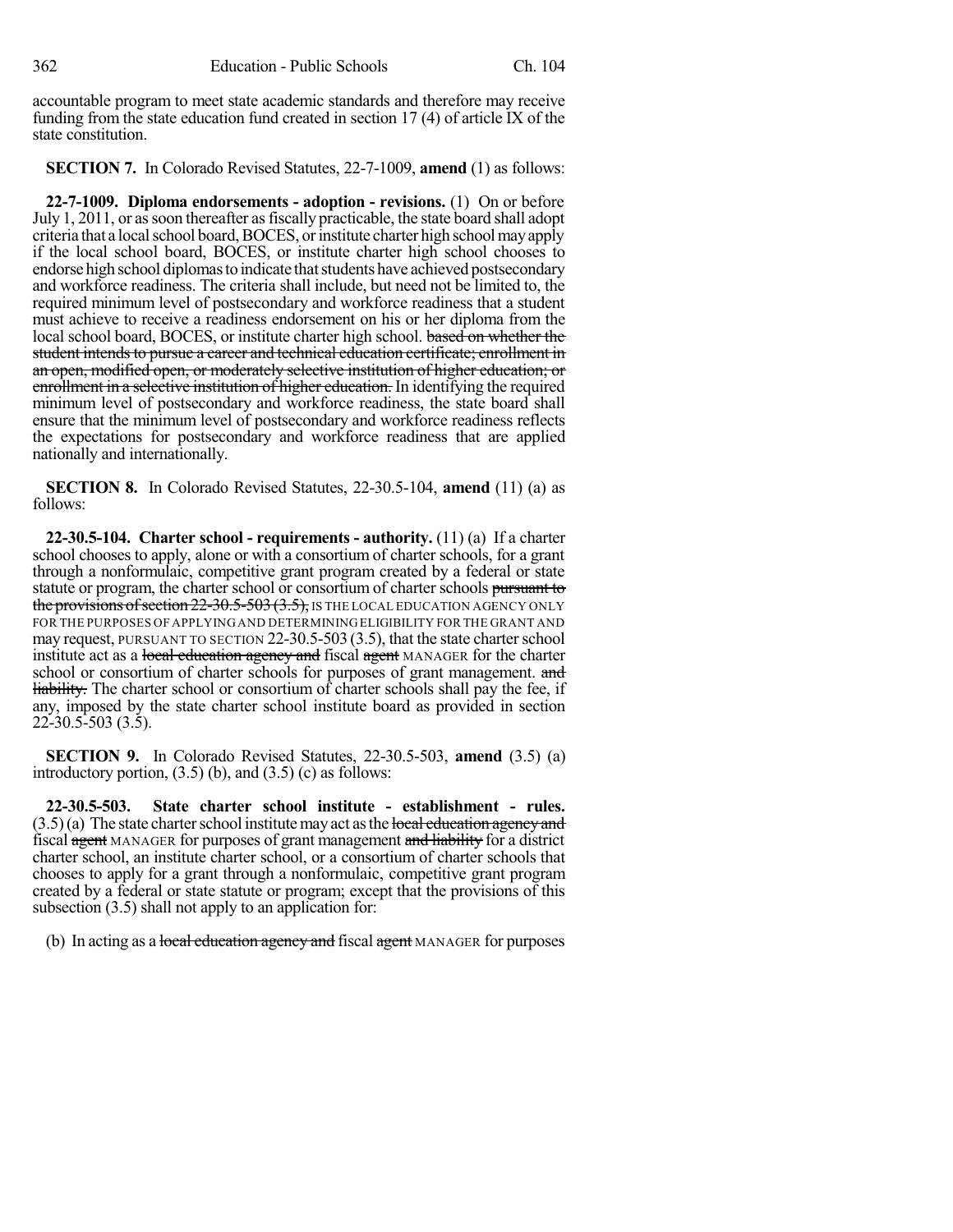accountable program to meet state academic standards and therefore may receive funding from the state education fund created in section 17 (4) of article IX of the state constitution.

**SECTION 7.** In Colorado Revised Statutes, 22-7-1009, **amend** (1) as follows:

**22-7-1009. Diploma endorsements - adoption - revisions.** (1) On or before July 1, 2011, or as soon thereafter as fiscally practicable, the state board shall adopt criteria that a local school board, BOCES, or institute charter high school may apply if the local school board, BOCES, or institute charter high school chooses to endorse high school diplomas to indicate that students have achieved postsecondary and workforce readiness. The criteria shall include, but need not be limited to, the required minimum level of postsecondary and workforce readiness that a student must achieve to receive a readiness endorsement on his or her diploma from the local school board, BOCES, or institute charter high school. ~~based on whether the student intends to pursue a career and technical education certificate; enrollment in an open, modified open, or moderately selective institution of higher education; or enrollment in a selective institution of higher education.~~ In identifying the required minimum level of postsecondary and workforce readiness, the state board shall ensure that the minimum level of postsecondary and workforce readiness reflects the expectations for postsecondary and workforce readiness that are applied nationally and internationally.

**SECTION 8.** In Colorado Revised Statutes, 22-30.5-104, **amend** (11) (a) as follows:

**22-30.5-104. Charter school - requirements - authority.** (11) (a) If a charter school chooses to apply, alone or with a consortium of charter schools, for a grant through a nonformulaic, competitive grant program created by a federal or state statute or program, the charter school or consortium of charter schools ~~pursuant to the provisions of section 22-30.5-503 (3.5),~~ IS THE LOCAL EDUCATION AGENCY ONLY FOR THE PURPOSES OF APPLYING AND DETERMINING ELIGIBILITY FOR THE GRANT AND may request, PURSUANT TO SECTION 22-30.5-503 (3.5), that the state charter school institute act as a ~~local education agency and~~ fiscal ~~agent~~ MANAGER for the charter school or consortium of charter schools for purposes of grant management. ~~and liability.~~ The charter school or consortium of charter schools shall pay the fee, if any, imposed by the state charter school institute board as provided in section 22-30.5-503 (3.5).

**SECTION 9.** In Colorado Revised Statutes, 22-30.5-503, **amend** (3.5) (a) introductory portion, (3.5) (b), and (3.5) (c) as follows:

**22-30.5-503. State charter school institute - establishment - rules.** (3.5) (a) The state charter school institute may act as the ~~local education agency and~~ fiscal ~~agent~~ MANAGER for purposes of grant management ~~and liability~~ for a district charter school, an institute charter school, or a consortium of charter schools that chooses to apply for a grant through a nonformulaic, competitive grant program created by a federal or state statute or program; except that the provisions of this subsection (3.5) shall not apply to an application for:

(b) In acting as a ~~local education agency and~~ fiscal ~~agent~~ MANAGER for purposes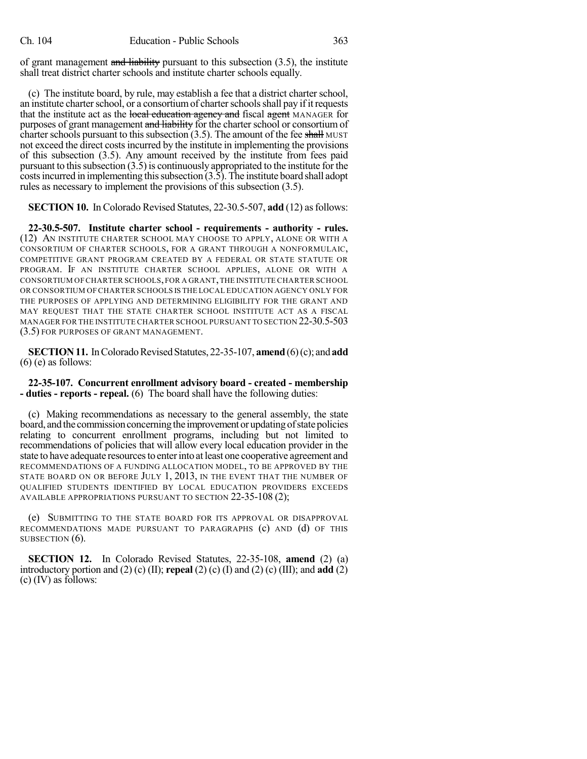of grant management ~~and liability~~ pursuant to this subsection (3.5), the institute shall treat district charter schools and institute charter schools equally.

(c) The institute board, by rule, may establish a fee that a district charter school, an institute charter school, or a consortium of charter schools shall pay if it requests that the institute act as the ~~local education agency and~~ fiscal ~~agent~~ MANAGER for purposes of grant management ~~and liability~~ for the charter school or consortium of charter schools pursuant to this subsection (3.5). The amount of the fee ~~shall~~ MUST not exceed the direct costs incurred by the institute in implementing the provisions of this subsection (3.5). Any amount received by the institute from fees paid pursuant to this subsection (3.5) is continuously appropriated to the institute for the costs incurred in implementing this subsection (3.5). The institute board shall adopt rules as necessary to implement the provisions of this subsection (3.5).

**SECTION 10.** In Colorado Revised Statutes, 22-30.5-507, **add** (12) as follows:

**22-30.5-507. Institute charter school - requirements - authority - rules.** (12) AN INSTITUTE CHARTER SCHOOL MAY CHOOSE TO APPLY, ALONE OR WITH A CONSORTIUM OF CHARTER SCHOOLS, FOR A GRANT THROUGH A NONFORMULAIC, COMPETITIVE GRANT PROGRAM CREATED BY A FEDERAL OR STATE STATUTE OR PROGRAM. IF AN INSTITUTE CHARTER SCHOOL APPLIES, ALONE OR WITH A CONSORTIUM OF CHARTER SCHOOLS, FOR A GRANT, THE INSTITUTE CHARTER SCHOOL OR CONSORTIUM OF CHARTER SCHOOLS IS THE LOCAL EDUCATION AGENCY ONLY FOR THE PURPOSES OF APPLYING AND DETERMINING ELIGIBILITY FOR THE GRANT AND MAY REQUEST THAT THE STATE CHARTER SCHOOL INSTITUTE ACT AS A FISCAL MANAGER FOR THE INSTITUTE CHARTER SCHOOL PURSUANT TO SECTION 22-30.5-503 (3.5) FOR PURPOSES OF GRANT MANAGEMENT.

**SECTION 11.** In Colorado Revised Statutes, 22-35-107, **amend** (6) (c); and **add** (6) (e) as follows:

**22-35-107. Concurrent enrollment advisory board - created - membership - duties - reports - repeal.** (6) The board shall have the following duties:

(c) Making recommendations as necessary to the general assembly, the state board, and the commission concerning the improvement or updating of state policies relating to concurrent enrollment programs, including but not limited to recommendations of policies that will allow every local education provider in the state to have adequate resources to enter into at least one cooperative agreement and RECOMMENDATIONS OF A FUNDING ALLOCATION MODEL, TO BE APPROVED BY THE STATE BOARD ON OR BEFORE JULY 1, 2013, IN THE EVENT THAT THE NUMBER OF QUALIFIED STUDENTS IDENTIFIED BY LOCAL EDUCATION PROVIDERS EXCEEDS AVAILABLE APPROPRIATIONS PURSUANT TO SECTION 22-35-108 (2);

(e) SUBMITTING TO THE STATE BOARD FOR ITS APPROVAL OR DISAPPROVAL RECOMMENDATIONS MADE PURSUANT TO PARAGRAPHS (c) AND (d) OF THIS SUBSECTION (6).

**SECTION 12.** In Colorado Revised Statutes, 22-35-108, **amend** (2) (a) introductory portion and (2) (c) (II); **repeal** (2) (c) (I) and (2) (c) (III); and **add** (2) (c) (IV) as follows: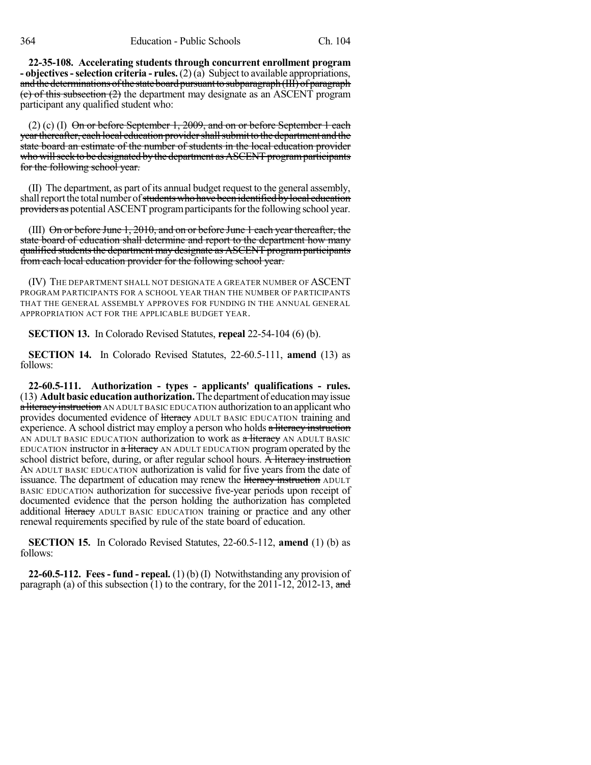**22-35-108. Accelerating students through concurrent enrollment program - objectives - selection criteria - rules.** (2) (a) Subject to available appropriations, ~~and the determinations of the state board pursuant to subparagraph (III) of paragraph (c) of this subsection (2)~~ the department may designate as an ASCENT program participant any qualified student who:

(2) (c) (I) ~~On or before September 1, 2009, and on or before September 1 each year thereafter, each local education provider shall submit to the department and the state board an estimate of the number of students in the local education provider who will seek to be designated by the department as ASCENT program participants for the following school year.~~

(II) The department, as part of its annual budget request to the general assembly, shall report the total number of ~~students who have been identified by local education providers as~~ potential ASCENT program participants for the following school year.

(III) ~~On or before June 1, 2010, and on or before June 1 each year thereafter, the state board of education shall determine and report to the department how many qualified students the department may designate as ASCENT program participants from each local education provider for the following school year.~~

(IV) THE DEPARTMENT SHALL NOT DESIGNATE A GREATER NUMBER OF ASCENT PROGRAM PARTICIPANTS FOR A SCHOOL YEAR THAN THE NUMBER OF PARTICIPANTS THAT THE GENERAL ASSEMBLY APPROVES FOR FUNDING IN THE ANNUAL GENERAL APPROPRIATION ACT FOR THE APPLICABLE BUDGET YEAR.

**SECTION 13.** In Colorado Revised Statutes, **repeal** 22-54-104 (6) (b).

**SECTION 14.** In Colorado Revised Statutes, 22-60.5-111, **amend** (13) as follows:

**22-60.5-111. Authorization - types - applicants' qualifications - rules.** (13) **Adult basic education authorization.** The department of education may issue ~~a literacy instruction~~ AN ADULT BASIC EDUCATION authorization to an applicant who provides documented evidence of ~~literacy~~ ADULT BASIC EDUCATION training and experience. A school district may employ a person who holds ~~a literacy instruction~~ AN ADULT BASIC EDUCATION authorization to work as ~~a literacy~~ AN ADULT BASIC EDUCATION instructor in ~~a literacy~~ AN ADULT EDUCATION program operated by the school district before, during, or after regular school hours. ~~A literacy instruction~~ AN ADULT BASIC EDUCATION authorization is valid for five years from the date of issuance. The department of education may renew the ~~literacy instruction~~ ADULT BASIC EDUCATION authorization for successive five-year periods upon receipt of documented evidence that the person holding the authorization has completed additional ~~literacy~~ ADULT BASIC EDUCATION training or practice and any other renewal requirements specified by rule of the state board of education.

**SECTION 15.** In Colorado Revised Statutes, 22-60.5-112, **amend** (1) (b) as follows:

**22-60.5-112. Fees - fund - repeal.** (1) (b) (I) Notwithstanding any provision of paragraph (a) of this subsection (1) to the contrary, for the 2011-12, 2012-13, ~~and~~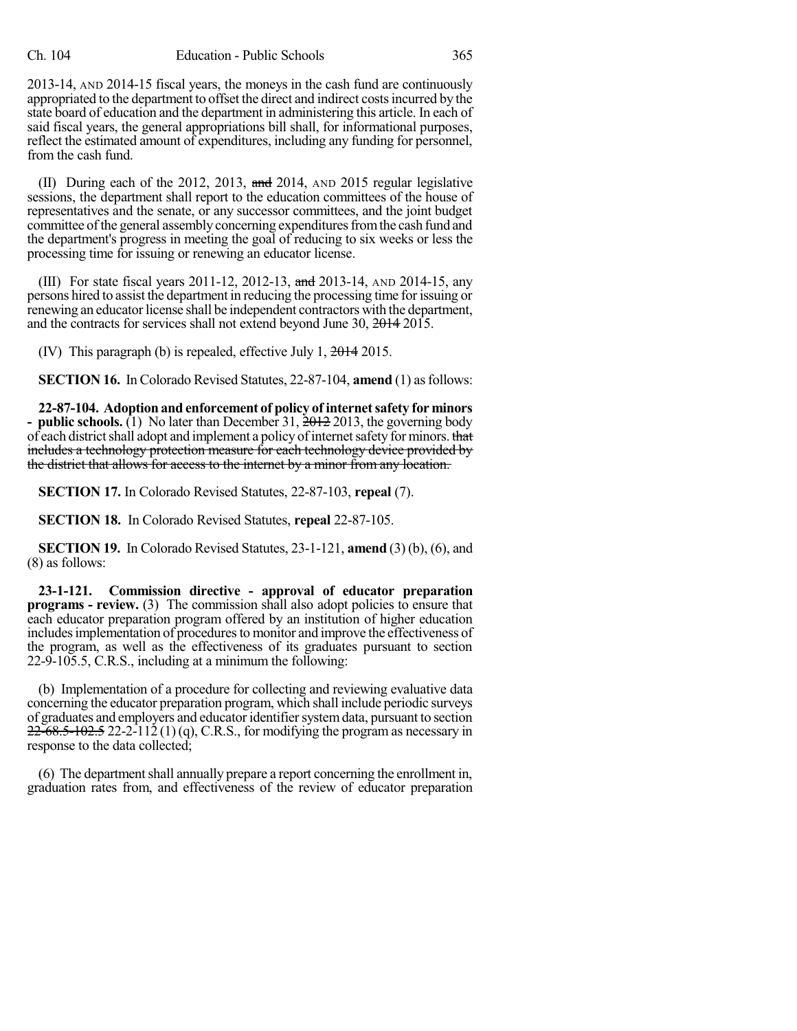2013-14, AND 2014-15 fiscal years, the moneys in the cash fund are continuously appropriated to the department to offset the direct and indirect costs incurred by the state board of education and the department in administering this article. In each of said fiscal years, the general appropriations bill shall, for informational purposes, reflect the estimated amount of expenditures, including any funding for personnel, from the cash fund.

(II) During each of the 2012, 2013, ~~and~~ 2014, AND 2015 regular legislative sessions, the department shall report to the education committees of the house of representatives and the senate, or any successor committees, and the joint budget committee of the general assembly concerning expenditures from the cash fund and the department's progress in meeting the goal of reducing to six weeks or less the processing time for issuing or renewing an educator license.

(III) For state fiscal years 2011-12, 2012-13, ~~and~~ 2013-14, AND 2014-15, any persons hired to assist the department in reducing the processing time for issuing or renewing an educator license shall be independent contractors with the department, and the contracts for services shall not extend beyond June 30, ~~2014~~ 2015.

(IV) This paragraph (b) is repealed, effective July 1, ~~2014~~ 2015.

**SECTION 16.** In Colorado Revised Statutes, 22-87-104, **amend** (1) as follows:

**22-87-104. Adoption and enforcement of policy of internet safety for minors - public schools.** (1) No later than December 31, ~~2012~~ 2013, the governing body of each district shall adopt and implement a policy of internet safety for minors. ~~that includes a technology protection measure for each technology device provided by the district that allows for access to the internet by a minor from any location.~~

**SECTION 17.** In Colorado Revised Statutes, 22-87-103, **repeal** (7).

**SECTION 18.** In Colorado Revised Statutes, **repeal** 22-87-105.

**SECTION 19.** In Colorado Revised Statutes, 23-1-121, **amend** (3) (b), (6), and (8) as follows:

**23-1-121. Commission directive - approval of educator preparation programs - review.** (3) The commission shall also adopt policies to ensure that each educator preparation program offered by an institution of higher education includes implementation of procedures to monitor and improve the effectiveness of the program, as well as the effectiveness of its graduates pursuant to section 22-9-105.5, C.R.S., including at a minimum the following:

(b) Implementation of a procedure for collecting and reviewing evaluative data concerning the educator preparation program, which shall include periodic surveys of graduates and employers and educator identifier system data, pursuant to section ~~22-68.5-102.5~~ 22-2-112 (1) (q), C.R.S., for modifying the program as necessary in response to the data collected;

(6) The department shall annually prepare a report concerning the enrollment in, graduation rates from, and effectiveness of the review of educator preparation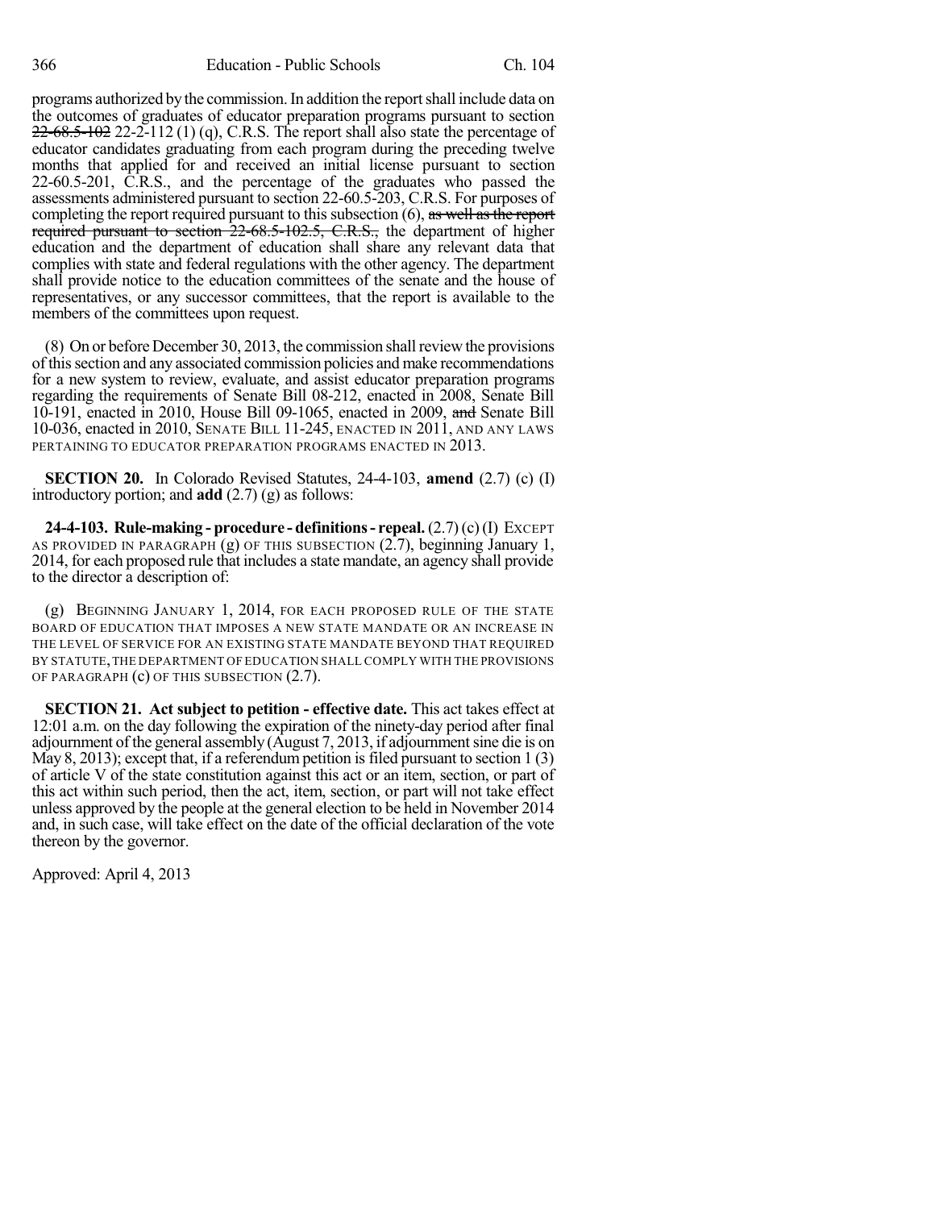programs authorized by the commission. In addition the report shall include data on the outcomes of graduates of educator preparation programs pursuant to section ~~22-68.5-102~~ 22-2-112 (1) (q), C.R.S. The report shall also state the percentage of educator candidates graduating from each program during the preceding twelve months that applied for and received an initial license pursuant to section 22-60.5-201, C.R.S., and the percentage of the graduates who passed the assessments administered pursuant to section 22-60.5-203, C.R.S. For purposes of completing the report required pursuant to this subsection (6), ~~as well as the report required pursuant to section 22-68.5-102.5, C.R.S.,~~ the department of higher education and the department of education shall share any relevant data that complies with state and federal regulations with the other agency. The department shall provide notice to the education committees of the senate and the house of representatives, or any successor committees, that the report is available to the members of the committees upon request.

(8) On or before December 30, 2013, the commission shall review the provisions of this section and any associated commission policies and make recommendations for a new system to review, evaluate, and assist educator preparation programs regarding the requirements of Senate Bill 08-212, enacted in 2008, Senate Bill 10-191, enacted in 2010, House Bill 09-1065, enacted in 2009, ~~and~~ Senate Bill 10-036, enacted in 2010, SENATE BILL 11-245, ENACTED IN 2011, AND ANY LAWS PERTAINING TO EDUCATOR PREPARATION PROGRAMS ENACTED IN 2013.

**SECTION 20.** In Colorado Revised Statutes, 24-4-103, **amend** (2.7) (c) (I) introductory portion; and **add** (2.7) (g) as follows:

**24-4-103. Rule-making - procedure - definitions - repeal.** (2.7) (c) (I) EXCEPT AS PROVIDED IN PARAGRAPH (g) OF THIS SUBSECTION (2.7), beginning January 1, 2014, for each proposed rule that includes a state mandate, an agency shall provide to the director a description of:

(g) BEGINNING JANUARY 1, 2014, FOR EACH PROPOSED RULE OF THE STATE BOARD OF EDUCATION THAT IMPOSES A NEW STATE MANDATE OR AN INCREASE IN THE LEVEL OF SERVICE FOR AN EXISTING STATE MANDATE BEYOND THAT REQUIRED BY STATUTE, THE DEPARTMENT OF EDUCATION SHALL COMPLY WITH THE PROVISIONS OF PARAGRAPH (c) OF THIS SUBSECTION (2.7).

**SECTION 21. Act subject to petition - effective date.** This act takes effect at 12:01 a.m. on the day following the expiration of the ninety-day period after final adjournment of the general assembly (August 7, 2013, if adjournment sine die is on May 8, 2013); except that, if a referendum petition is filed pursuant to section 1 (3) of article V of the state constitution against this act or an item, section, or part of this act within such period, then the act, item, section, or part will not take effect unless approved by the people at the general election to be held in November 2014 and, in such case, will take effect on the date of the official declaration of the vote thereon by the governor.

Approved: April 4, 2013